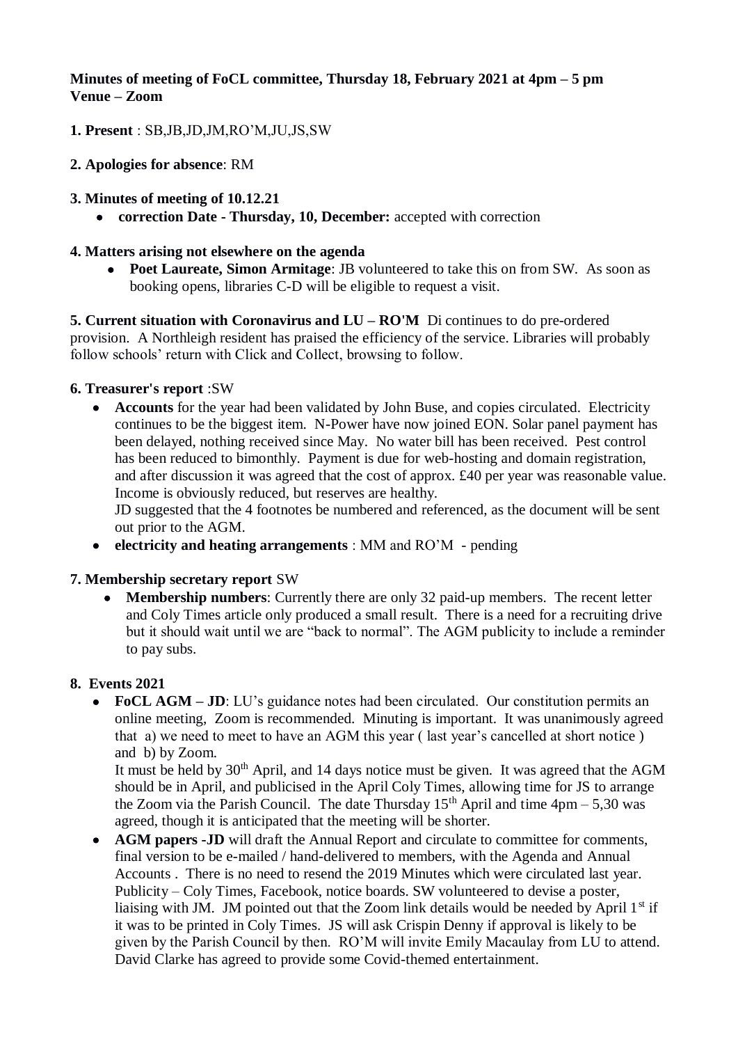**Minutes of meeting of FoCL committee, Thursday 18, February 2021 at 4pm – 5 pm**
**Venue – Zoom**

**1. Present** : SB,JB,JD,JM,RO'M,JU,JS,SW

**2. Apologies for absence**: RM

**3. Minutes of meeting of 10.12.21**

- **correction Date - Thursday, 10, December:** accepted with correction

**4. Matters arising not elsewhere on the agenda**

- **Poet Laureate, Simon Armitage**: JB volunteered to take this on from SW. As soon as booking opens, libraries C-D will be eligible to request a visit.

**5. Current situation with Coronavirus and LU – RO'M** Di continues to do pre-ordered provision. A Northleigh resident has praised the efficiency of the service. Libraries will probably follow schools' return with Click and Collect, browsing to follow.

**6. Treasurer's report** :SW

- **Accounts** for the year had been validated by John Buse, and copies circulated. Electricity continues to be the biggest item. N-Power have now joined EON. Solar panel payment has been delayed, nothing received since May. No water bill has been received. Pest control has been reduced to bimonthly. Payment is due for web-hosting and domain registration, and after discussion it was agreed that the cost of approx. £40 per year was reasonable value. Income is obviously reduced, but reserves are healthy.
  JD suggested that the 4 footnotes be numbered and referenced, as the document will be sent out prior to the AGM.
- **electricity and heating arrangements** : MM and RO'M - pending

**7. Membership secretary report** SW

- **Membership numbers**: Currently there are only 32 paid-up members. The recent letter and Coly Times article only produced a small result. There is a need for a recruiting drive but it should wait until we are "back to normal". The AGM publicity to include a reminder to pay subs.

**8. Events 2021**

- **FoCL AGM – JD**: LU's guidance notes had been circulated. Our constitution permits an online meeting, Zoom is recommended. Minuting is important. It was unanimously agreed that a) we need to meet to have an AGM this year ( last year's cancelled at short notice ) and b) by Zoom.
  It must be held by 30th April, and 14 days notice must be given. It was agreed that the AGM should be in April, and publicised in the April Coly Times, allowing time for JS to arrange the Zoom via the Parish Council. The date Thursday 15th April and time 4pm – 5,30 was agreed, though it is anticipated that the meeting will be shorter.
- **AGM papers -JD** will draft the Annual Report and circulate to committee for comments, final version to be e-mailed / hand-delivered to members, with the Agenda and Annual Accounts . There is no need to resend the 2019 Minutes which were circulated last year. Publicity – Coly Times, Facebook, notice boards. SW volunteered to devise a poster, liaising with JM. JM pointed out that the Zoom link details would be needed by April 1st if it was to be printed in Coly Times. JS will ask Crispin Denny if approval is likely to be given by the Parish Council by then. RO'M will invite Emily Macaulay from LU to attend. David Clarke has agreed to provide some Covid-themed entertainment.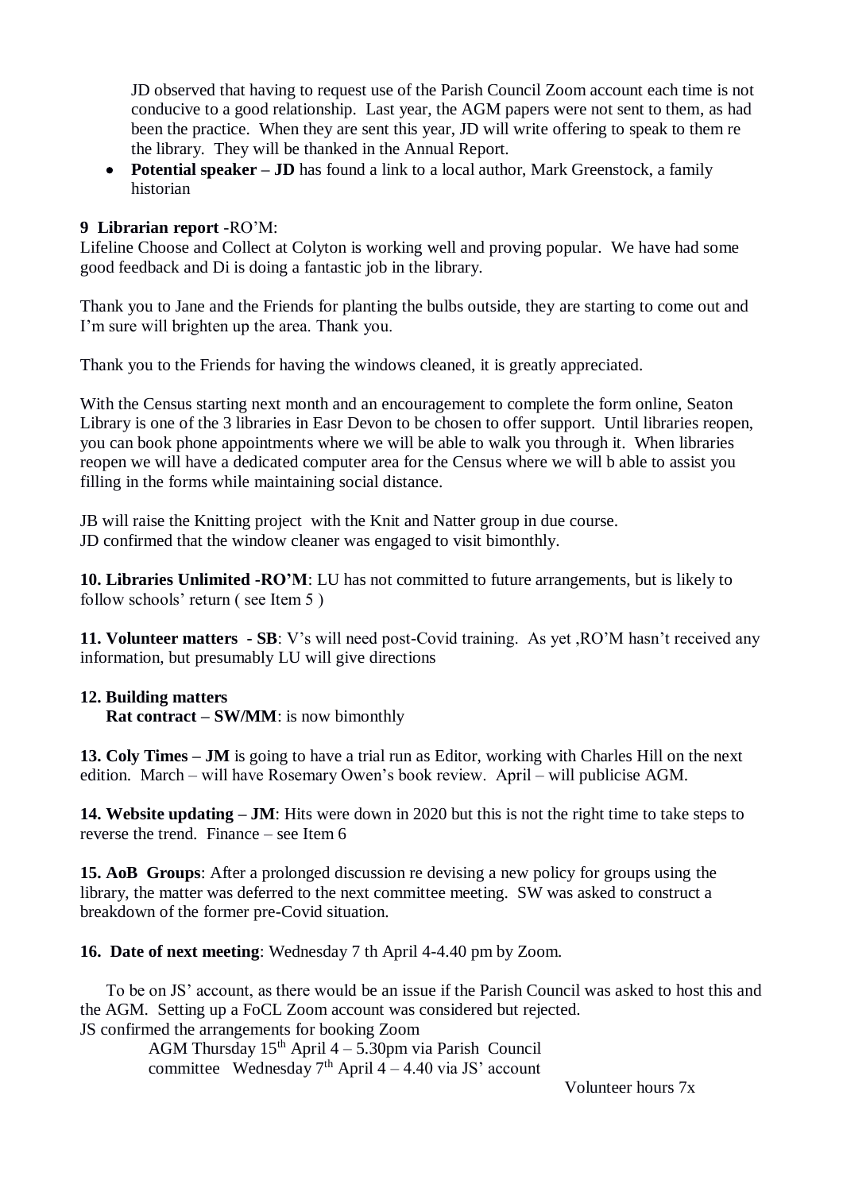JD observed that having to request use of the Parish Council Zoom account each time is not conducive to a good relationship. Last year, the AGM papers were not sent to them, as had been the practice. When they are sent this year, JD will write offering to speak to them re the library. They will be thanked in the Annual Report.

- **Potential speaker – JD** has found a link to a local author, Mark Greenstock, a family historian

**9 Librarian report** -RO'M:

Lifeline Choose and Collect at Colyton is working well and proving popular. We have had some good feedback and Di is doing a fantastic job in the library.

Thank you to Jane and the Friends for planting the bulbs outside, they are starting to come out and I'm sure will brighten up the area. Thank you.

Thank you to the Friends for having the windows cleaned, it is greatly appreciated.

With the Census starting next month and an encouragement to complete the form online, Seaton Library is one of the 3 libraries in Easr Devon to be chosen to offer support. Until libraries reopen, you can book phone appointments where we will be able to walk you through it. When libraries reopen we will have a dedicated computer area for the Census where we will b able to assist you filling in the forms while maintaining social distance.

JB will raise the Knitting project with the Knit and Natter group in due course.
JD confirmed that the window cleaner was engaged to visit bimonthly.

**10. Libraries Unlimited -RO'M**: LU has not committed to future arrangements, but is likely to follow schools' return ( see Item 5 )

**11. Volunteer matters - SB**: V's will need post-Covid training. As yet ,RO'M hasn't received any information, but presumably LU will give directions

**12. Building matters**

**Rat contract – SW/MM**: is now bimonthly

**13. Coly Times – JM** is going to have a trial run as Editor, working with Charles Hill on the next edition. March – will have Rosemary Owen's book review. April – will publicise AGM.

**14. Website updating – JM**: Hits were down in 2020 but this is not the right time to take steps to reverse the trend. Finance – see Item 6

**15. AoB Groups**: After a prolonged discussion re devising a new policy for groups using the library, the matter was deferred to the next committee meeting. SW was asked to construct a breakdown of the former pre-Covid situation.

**16. Date of next meeting**: Wednesday 7 th April 4-4.40 pm by Zoom.

To be on JS' account, as there would be an issue if the Parish Council was asked to host this and the AGM. Setting up a FoCL Zoom account was considered but rejected.
JS confirmed the arrangements for booking Zoom

AGM Thursday 15th April 4 – 5.30pm via Parish Council
committee Wednesday 7th April 4 – 4.40 via JS' account

Volunteer hours 7x